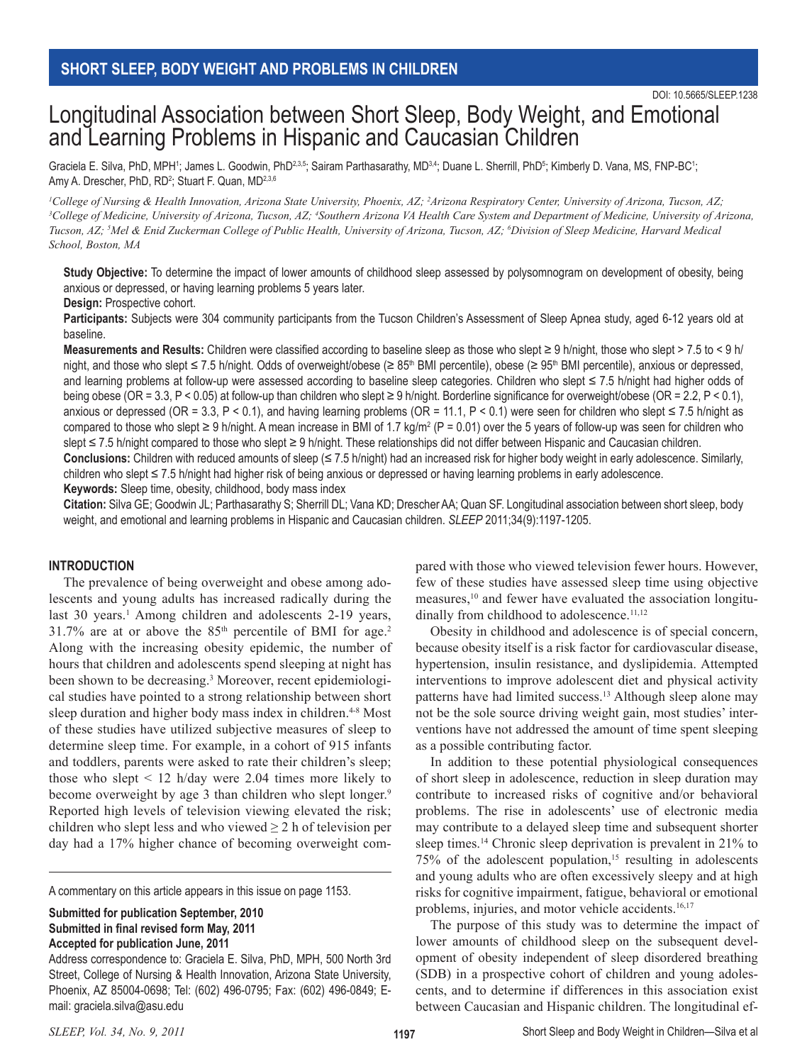SHORT SLEEP, BODY WEIGHT AND PROBLEMS IN CHILDREN

DOI: 10.5665/SLEEP.1238

# Longitudinal Association between Short Sleep, Body Weight, and Emotional and Learning Problems in Hispanic and Caucasian Children

Graciela E. Silva, PhD, MPH[1]; James L. Goodwin, PhD[2,3,5]; Sairam Parthasarathy, MD[3,4]; Duane L. Sherrill, PhD[5]; Kimberly D. Vana, MS, FNP-BC[1]; Amy A. Drescher, PhD, RD[2]; Stuart F. Quan, MD[2,3,6]

*[1]College of Nursing & Health Innovation, Arizona State University, Phoenix, AZ; [2]Arizona Respiratory Center, University of Arizona, Tucson, AZ; [3]College of Medicine, University of Arizona, Tucson, AZ; [4]Southern Arizona VA Health Care System and Department of Medicine, University of Arizona, Tucson, AZ; [5]Mel & Enid Zuckerman College of Public Health, University of Arizona, Tucson, AZ; [6]Division of Sleep Medicine, Harvard Medical School, Boston, MA*

**Study Objective:** To determine the impact of lower amounts of childhood sleep assessed by polysomnogram on development of obesity, being anxious or depressed, or having learning problems 5 years later.

**Design:** Prospective cohort.

**Participants:** Subjects were 304 community participants from the Tucson Children's Assessment of Sleep Apnea study, aged 6-12 years old at baseline.

**Measurements and Results:** Children were classified according to baseline sleep as those who slept ≥ 9 h/night, those who slept > 7.5 to < 9 h/night, and those who slept ≤ 7.5 h/night. Odds of overweight/obese (≥ 85th BMI percentile), obese (≥ 95th BMI percentile), anxious or depressed, and learning problems at follow-up were assessed according to baseline sleep categories. Children who slept ≤ 7.5 h/night had higher odds of being obese (OR = 3.3, $P < 0.05$) at follow-up than children who slept ≥ 9 h/night. Borderline significance for overweight/obese (OR = 2.2, $P < 0.1$), anxious or depressed (OR = 3.3, $P < 0.1$), and having learning problems (OR = 11.1, $P < 0.1$) were seen for children who slept ≤ 7.5 h/night as compared to those who slept ≥ 9 h/night. A mean increase in BMI of 1.7 kg/m$^2$ ($P = 0.01$) over the 5 years of follow-up was seen for children who slept ≤ 7.5 h/night compared to those who slept ≥ 9 h/night. These relationships did not differ between Hispanic and Caucasian children.

**Conclusions:** Children with reduced amounts of sleep (≤ 7.5 h/night) had an increased risk for higher body weight in early adolescence. Similarly, children who slept ≤ 7.5 h/night had higher risk of being anxious or depressed or having learning problems in early adolescence.

**Keywords:** Sleep time, obesity, childhood, body mass index

**Citation:** Silva GE; Goodwin JL; Parthasarathy S; Sherrill DL; Vana KD; Drescher AA; Quan SF. Longitudinal association between short sleep, body weight, and emotional and learning problems in Hispanic and Caucasian children. *SLEEP* 2011;34(9):1197-1205.

## INTRODUCTION

The prevalence of being overweight and obese among adolescents and young adults has increased radically during the last 30 years.[1] Among children and adolescents 2-19 years, 31.7% are at or above the 85th percentile of BMI for age.[2] Along with the increasing obesity epidemic, the number of hours that children and adolescents spend sleeping at night has been shown to be decreasing.[3] Moreover, recent epidemiological studies have pointed to a strong relationship between short sleep duration and higher body mass index in children.[4-8] Most of these studies have utilized subjective measures of sleep to determine sleep time. For example, in a cohort of 915 infants and toddlers, parents were asked to rate their children's sleep; those who slept < 12 h/day were 2.04 times more likely to become overweight by age 3 than children who slept longer.[9] Reported high levels of television viewing elevated the risk; children who slept less and who viewed ≥ 2 h of television per day had a 17% higher chance of becoming overweight compared with those who viewed television fewer hours. However, few of these studies have assessed sleep time using objective measures,[10] and fewer have evaluated the association longitudinally from childhood to adolescence.[11,12]

Obesity in childhood and adolescence is of special concern, because obesity itself is a risk factor for cardiovascular disease, hypertension, insulin resistance, and dyslipidemia. Attempted interventions to improve adolescent diet and physical activity patterns have had limited success.[13] Although sleep alone may not be the sole source driving weight gain, most studies' interventions have not addressed the amount of time spent sleeping as a possible contributing factor.

In addition to these potential physiological consequences of short sleep in adolescence, reduction in sleep duration may contribute to increased risks of cognitive and/or behavioral problems. The rise in adolescents' use of electronic media may contribute to a delayed sleep time and subsequent shorter sleep times.[14] Chronic sleep deprivation is prevalent in 21% to 75% of the adolescent population,[15] resulting in adolescents and young adults who are often excessively sleepy and at high risks for cognitive impairment, fatigue, behavioral or emotional problems, injuries, and motor vehicle accidents.[16,17]

The purpose of this study was to determine the impact of lower amounts of childhood sleep on the subsequent development of obesity independent of sleep disordered breathing (SDB) in a prospective cohort of children and young adolescents, and to determine if differences in this association exist between Caucasian and Hispanic children. The longitudinal ef-

A commentary on this article appears in this issue on page 1153.

**Submitted for publication September, 2010**
**Submitted in final revised form May, 2011**
**Accepted for publication June, 2011**

Address correspondence to: Graciela E. Silva, PhD, MPH, 500 North 3rd Street, College of Nursing & Health Innovation, Arizona State University, Phoenix, AZ 85004-0698; Tel: (602) 496-0795; Fax: (602) 496-0849; E-mail: graciela.silva@asu.edu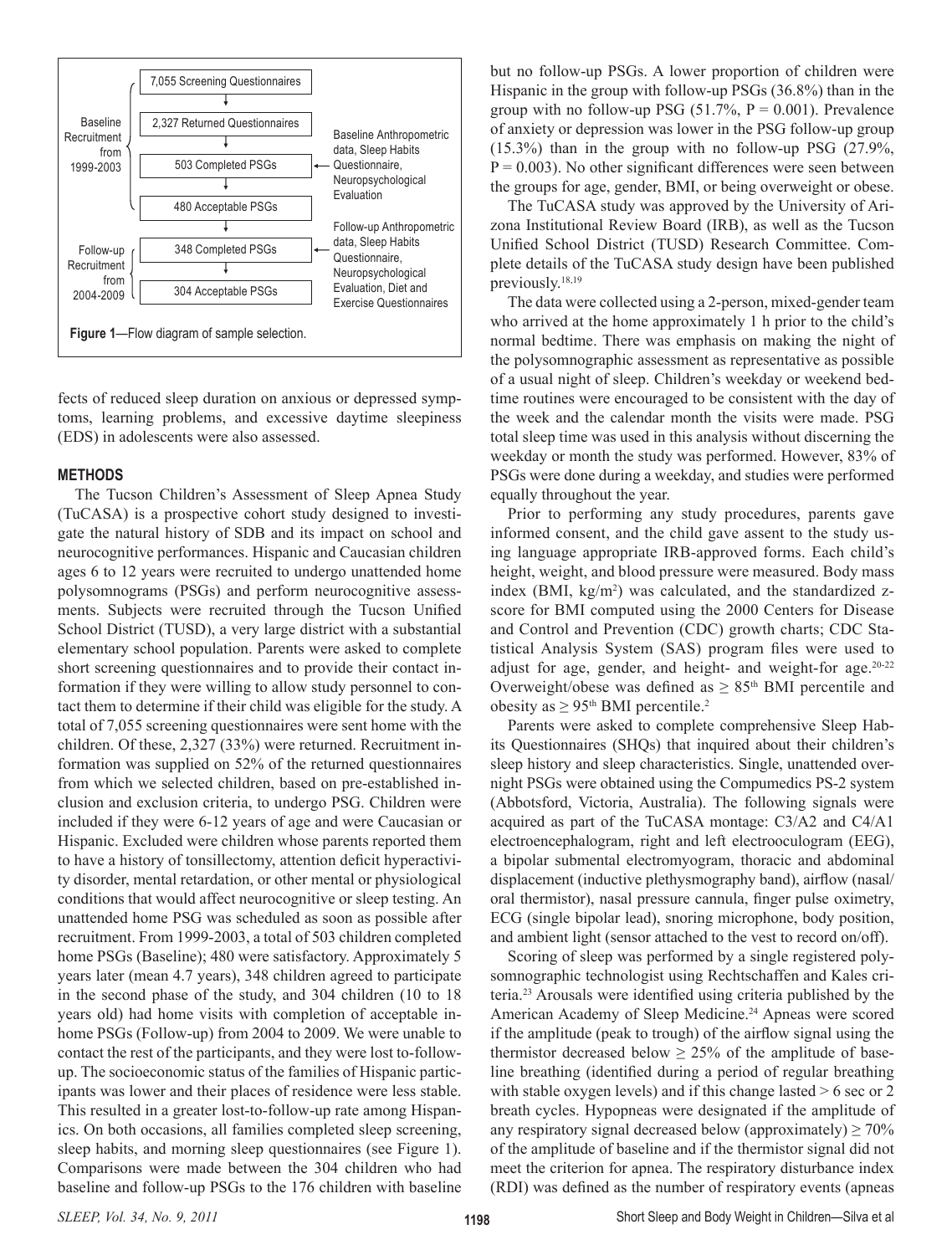fects of reduced sleep duration on anxious or depressed symptoms, learning problems, and excessive daytime sleepiness (EDS) in adolescents were also assessed.

Figure 1—Flow diagram of sample selection.

| Phase | Step | Data collected |
|---|---|---|
| Baseline Recruitment from 1999-2003 | 7,055 Screening Questionnaires | |
| | 2,327 Returned Questionnaires | |
| | 503 Completed PSGs | Baseline Anthropometric data, Sleep Habits Questionnaire, Neuropsychological Evaluation |
| | 480 Acceptable PSGs | |
| Follow-up Recruitment from 2004-2009 | 348 Completed PSGs | Follow-up Anthropometric data, Sleep Habits Questionnaire, Neuropsychological Evaluation, Diet and Exercise Questionnaires |
| | 304 Acceptable PSGs | |

## METHODS

The Tucson Children's Assessment of Sleep Apnea Study (TuCASA) is a prospective cohort study designed to investigate the natural history of SDB and its impact on school and neurocognitive performances. Hispanic and Caucasian children ages 6 to 12 years were recruited to undergo unattended home polysomnograms (PSGs) and perform neurocognitive assessments. Subjects were recruited through the Tucson Unified School District (TUSD), a very large district with a substantial elementary school population. Parents were asked to complete short screening questionnaires and to provide their contact information if they were willing to allow study personnel to contact them to determine if their child was eligible for the study. A total of 7,055 screening questionnaires were sent home with the children. Of these, 2,327 (33%) were returned. Recruitment information was supplied on 52% of the returned questionnaires from which we selected children, based on pre-established inclusion and exclusion criteria, to undergo PSG. Children were included if they were 6-12 years of age and were Caucasian or Hispanic. Excluded were children whose parents reported them to have a history of tonsillectomy, attention deficit hyperactivity disorder, mental retardation, or other mental or physiological conditions that would affect neurocognitive or sleep testing. An unattended home PSG was scheduled as soon as possible after recruitment. From 1999-2003, a total of 503 children completed home PSGs (Baseline); 480 were satisfactory. Approximately 5 years later (mean 4.7 years), 348 children agreed to participate in the second phase of the study, and 304 children (10 to 18 years old) had home visits with completion of acceptable in-home PSGs (Follow-up) from 2004 to 2009. We were unable to contact the rest of the participants, and they were lost to-follow-up. The socioeconomic status of the families of Hispanic participants was lower and their places of residence were less stable. This resulted in a greater lost-to-follow-up rate among Hispanics. On both occasions, all families completed sleep screening, sleep habits, and morning sleep questionnaires (see Figure 1). Comparisons were made between the 304 children who had baseline and follow-up PSGs to the 176 children with baseline but no follow-up PSGs. A lower proportion of children were Hispanic in the group with follow-up PSGs (36.8%) than in the group with no follow-up PSG (51.7%, $P = 0.001$). Prevalence of anxiety or depression was lower in the PSG follow-up group (15.3%) than in the group with no follow-up PSG (27.9%, $P = 0.003$). No other significant differences were seen between the groups for age, gender, BMI, or being overweight or obese.

The TuCASA study was approved by the University of Arizona Institutional Review Board (IRB), as well as the Tucson Unified School District (TUSD) Research Committee. Complete details of the TuCASA study design have been published previously.[18,19]

The data were collected using a 2-person, mixed-gender team who arrived at the home approximately 1 h prior to the child's normal bedtime. There was emphasis on making the night of the polysomnographic assessment as representative as possible of a usual night of sleep. Children's weekday or weekend bedtime routines were encouraged to be consistent with the day of the week and the calendar month the visits were made. PSG total sleep time was used in this analysis without discerning the weekday or month the study was performed. However, 83% of PSGs were done during a weekday, and studies were performed equally throughout the year.

Prior to performing any study procedures, parents gave informed consent, and the child gave assent to the study using language appropriate IRB-approved forms. Each child's height, weight, and blood pressure were measured. Body mass index (BMI, kg/m$^2$) was calculated, and the standardized z-score for BMI computed using the 2000 Centers for Disease and Control and Prevention (CDC) growth charts; CDC Statistical Analysis System (SAS) program files were used to adjust for age, gender, and height- and weight-for age.[20-22] Overweight/obese was defined as $\geq$ 85$^{th}$ BMI percentile and obesity as $\geq$ 95$^{th}$ BMI percentile.[2]

Parents were asked to complete comprehensive Sleep Habits Questionnaires (SHQs) that inquired about their children's sleep history and sleep characteristics. Single, unattended overnight PSGs were obtained using the Compumedics PS-2 system (Abbotsford, Victoria, Australia). The following signals were acquired as part of the TuCASA montage: C3/A2 and C4/A1 electroencephalogram, right and left electrooculogram (EEG), a bipolar submental electromyogram, thoracic and abdominal displacement (inductive plethysmography band), airflow (nasal/oral thermistor), nasal pressure cannula, finger pulse oximetry, ECG (single bipolar lead), snoring microphone, body position, and ambient light (sensor attached to the vest to record on/off).

Scoring of sleep was performed by a single registered polysomnographic technologist using Rechtschaffen and Kales criteria.[23] Arousals were identified using criteria published by the American Academy of Sleep Medicine.[24] Apneas were scored if the amplitude (peak to trough) of the airflow signal using the thermistor decreased below $\geq$ 25% of the amplitude of baseline breathing (identified during a period of regular breathing with stable oxygen levels) and if this change lasted > 6 sec or 2 breath cycles. Hypopneas were designated if the amplitude of any respiratory signal decreased below (approximately) $\geq$ 70% of the amplitude of baseline and if the thermistor signal did not meet the criterion for apnea. The respiratory disturbance index (RDI) was defined as the number of respiratory events (apneas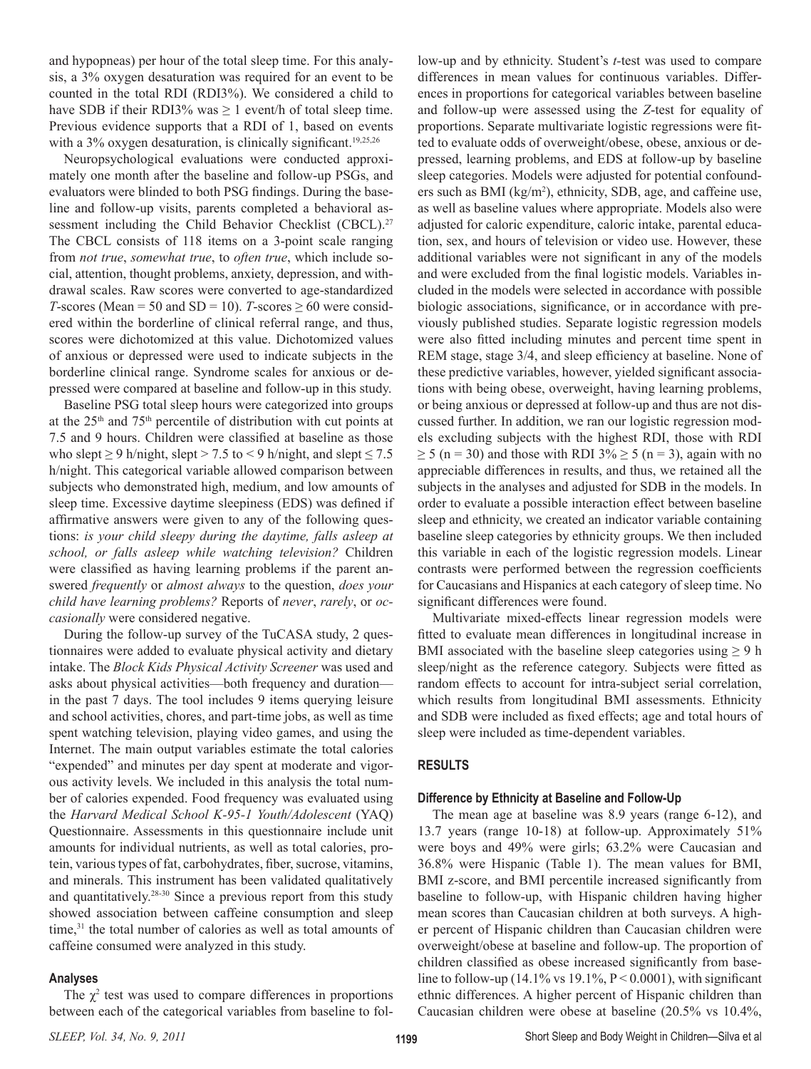and hypopneas) per hour of the total sleep time. For this analysis, a 3% oxygen desaturation was required for an event to be counted in the total RDI (RDI3%). We considered a child to have SDB if their RDI3% was ≥ 1 event/h of total sleep time. Previous evidence supports that a RDI of 1, based on events with a 3% oxygen desaturation, is clinically significant.[19,25,26]

Neuropsychological evaluations were conducted approximately one month after the baseline and follow-up PSGs, and evaluators were blinded to both PSG findings. During the baseline and follow-up visits, parents completed a behavioral assessment including the Child Behavior Checklist (CBCL).[27] The CBCL consists of 118 items on a 3-point scale ranging from *not true*, *somewhat true*, to *often true*, which include social, attention, thought problems, anxiety, depression, and withdrawal scales. Raw scores were converted to age-standardized *T*-scores (Mean = 50 and SD = 10). *T*-scores ≥ 60 were considered within the borderline of clinical referral range, and thus, scores were dichotomized at this value. Dichotomized values of anxious or depressed were used to indicate subjects in the borderline clinical range. Syndrome scales for anxious or depressed were compared at baseline and follow-up in this study.

Baseline PSG total sleep hours were categorized into groups at the 25th and 75th percentile of distribution with cut points at 7.5 and 9 hours. Children were classified at baseline as those who slept ≥ 9 h/night, slept > 7.5 to < 9 h/night, and slept ≤ 7.5 h/night. This categorical variable allowed comparison between subjects who demonstrated high, medium, and low amounts of sleep time. Excessive daytime sleepiness (EDS) was defined if affirmative answers were given to any of the following questions: *is your child sleepy during the daytime, falls asleep at school, or falls asleep while watching television?* Children were classified as having learning problems if the parent answered *frequently* or *almost always* to the question, *does your child have learning problems?* Reports of *never*, *rarely*, or *occasionally* were considered negative.

During the follow-up survey of the TuCASA study, 2 questionnaires were added to evaluate physical activity and dietary intake. The *Block Kids Physical Activity Screener* was used and asks about physical activities—both frequency and duration—in the past 7 days. The tool includes 9 items querying leisure and school activities, chores, and part-time jobs, as well as time spent watching television, playing video games, and using the Internet. The main output variables estimate the total calories "expended" and minutes per day spent at moderate and vigorous activity levels. We included in this analysis the total number of calories expended. Food frequency was evaluated using the *Harvard Medical School K-95-1 Youth/Adolescent* (YAQ) Questionnaire. Assessments in this questionnaire include unit amounts for individual nutrients, as well as total calories, protein, various types of fat, carbohydrates, fiber, sucrose, vitamins, and minerals. This instrument has been validated qualitatively and quantitatively.[28-30] Since a previous report from this study showed association between caffeine consumption and sleep time,[31] the total number of calories as well as total amounts of caffeine consumed were analyzed in this study.

### Analyses

The $\chi^2$ test was used to compare differences in proportions between each of the categorical variables from baseline to follow-up and by ethnicity. Student's *t*-test was used to compare differences in mean values for continuous variables. Differences in proportions for categorical variables between baseline and follow-up were assessed using the *Z*-test for equality of proportions. Separate multivariate logistic regressions were fitted to evaluate odds of overweight/obese, obese, anxious or depressed, learning problems, and EDS at follow-up by baseline sleep categories. Models were adjusted for potential confounders such as BMI (kg/m$^2$), ethnicity, SDB, age, and caffeine use, as well as baseline values where appropriate. Models also were adjusted for caloric expenditure, caloric intake, parental education, sex, and hours of television or video use. However, these additional variables were not significant in any of the models and were excluded from the final logistic models. Variables included in the models were selected in accordance with possible biologic associations, significance, or in accordance with previously published studies. Separate logistic regression models were also fitted including minutes and percent time spent in REM stage, stage 3/4, and sleep efficiency at baseline. None of these predictive variables, however, yielded significant associations with being obese, overweight, having learning problems, or being anxious or depressed at follow-up and thus are not discussed further. In addition, we ran our logistic regression models excluding subjects with the highest RDI, those with RDI ≥ 5 (n = 30) and those with RDI 3% ≥ 5 (n = 3), again with no appreciable differences in results, and thus, we retained all the subjects in the analyses and adjusted for SDB in the models. In order to evaluate a possible interaction effect between baseline sleep and ethnicity, we created an indicator variable containing baseline sleep categories by ethnicity groups. We then included this variable in each of the logistic regression models. Linear contrasts were performed between the regression coefficients for Caucasians and Hispanics at each category of sleep time. No significant differences were found.

Multivariate mixed-effects linear regression models were fitted to evaluate mean differences in longitudinal increase in BMI associated with the baseline sleep categories using ≥ 9 h sleep/night as the reference category. Subjects were fitted as random effects to account for intra-subject serial correlation, which results from longitudinal BMI assessments. Ethnicity and SDB were included as fixed effects; age and total hours of sleep were included as time-dependent variables.

## RESULTS

### Difference by Ethnicity at Baseline and Follow-Up

The mean age at baseline was 8.9 years (range 6-12), and 13.7 years (range 10-18) at follow-up. Approximately 51% were boys and 49% were girls; 63.2% were Caucasian and 36.8% were Hispanic (Table 1). The mean values for BMI, BMI z-score, and BMI percentile increased significantly from baseline to follow-up, with Hispanic children having higher mean scores than Caucasian children at both surveys. A higher percent of Hispanic children than Caucasian children were overweight/obese at baseline and follow-up. The proportion of children classified as obese increased significantly from baseline to follow-up (14.1% vs 19.1%, $P < 0.0001$), with significant ethnic differences. A higher percent of Hispanic children than Caucasian children were obese at baseline (20.5% vs 10.4%,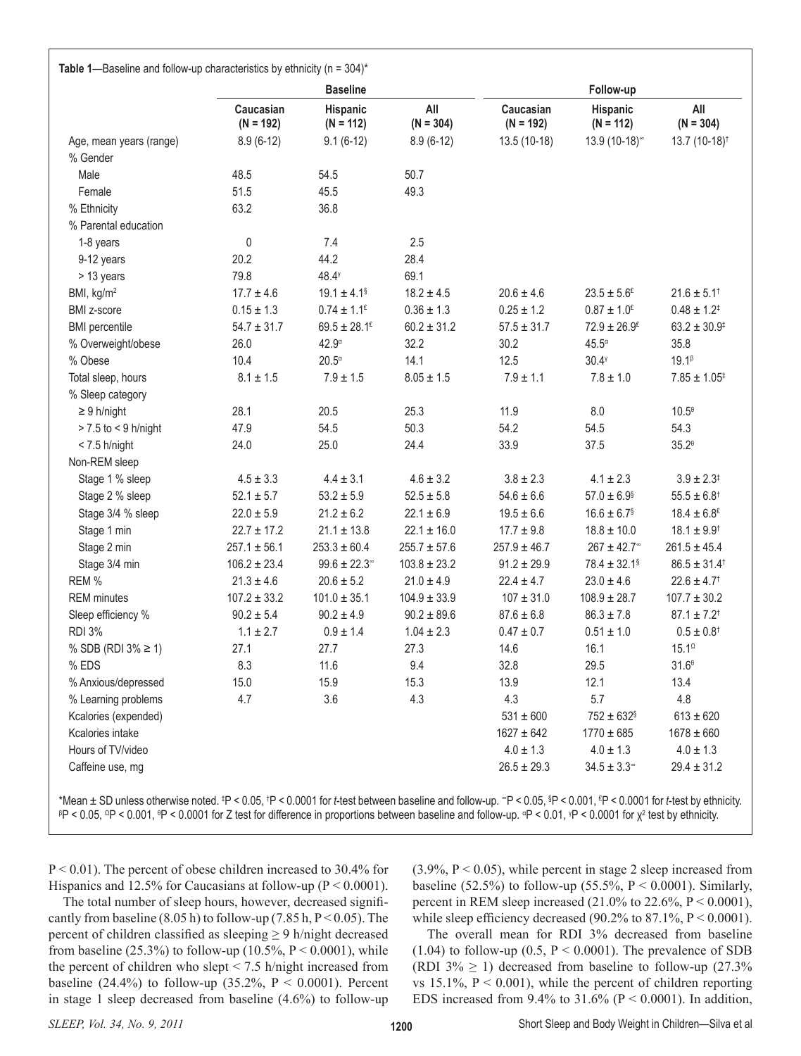**Table 1**—Baseline and follow-up characteristics by ethnicity (n = 304)*

| | Baseline | | | Follow-up | | |
|---|---|---|---|---|---|---|
| | Caucasian (N = 192) | Hispanic (N = 112) | All (N = 304) | Caucasian (N = 192) | Hispanic (N = 112) | All (N = 304) |
| Age, mean years (range) | 8.9 (6-12) | 9.1 (6-12) | 8.9 (6-12) | 13.5 (10-18) | 13.9 (10-18)[∞] | 13.7 (10-18)[†] |
| % Gender | | | | | | |
| Male | 48.5 | 54.5 | 50.7 | | | |
| Female | 51.5 | 45.5 | 49.3 | | | |
| % Ethnicity | 63.2 | 36.8 | | | | |
| % Parental education | | | | | | |
| 1-8 years | 0 | 7.4 | 2.5 | | | |
| 9-12 years | 20.2 | 44.2 | 28.4 | | | |
| > 13 years | 79.8 | 48.4[γ] | 69.1 | | | |
| BMI, kg/m² | 17.7 ± 4.6 | 19.1 ± 4.1[§] | 18.2 ± 4.5 | 20.6 ± 4.6 | 23.5 ± 5.6[£] | 21.6 ± 5.1[†] |
| BMI z-score | 0.15 ± 1.3 | 0.74 ± 1.1[£] | 0.36 ± 1.3 | 0.25 ± 1.2 | 0.87 ± 1.0[£] | 0.48 ± 1.2[‡] |
| BMI percentile | 54.7 ± 31.7 | 69.5 ± 28.1[£] | 60.2 ± 31.2 | 57.5 ± 31.7 | 72.9 ± 26.9[£] | 63.2 ± 30.9[‡] |
| % Overweight/obese | 26.0 | 42.9[α] | 32.2 | 30.2 | 45.5[α] | 35.8 |
| % Obese | 10.4 | 20.5[α] | 14.1 | 12.5 | 30.4[γ] | 19.1[β] |
| Total sleep, hours | 8.1 ± 1.5 | 7.9 ± 1.5 | 8.05 ± 1.5 | 7.9 ± 1.1 | 7.8 ± 1.0 | 7.85 ± 1.05[‡] |
| % Sleep category | | | | | | |
| ≥ 9 h/night | 28.1 | 20.5 | 25.3 | 11.9 | 8.0 | 10.5[θ] |
| > 7.5 to < 9 h/night | 47.9 | 54.5 | 50.3 | 54.2 | 54.5 | 54.3 |
| < 7.5 h/night | 24.0 | 25.0 | 24.4 | 33.9 | 37.5 | 35.2[θ] |
| Non-REM sleep | | | | | | |
| Stage 1 % sleep | 4.5 ± 3.3 | 4.4 ± 3.1 | 4.6 ± 3.2 | 3.8 ± 2.3 | 4.1 ± 2.3 | 3.9 ± 2.3[‡] |
| Stage 2 % sleep | 52.1 ± 5.7 | 53.2 ± 5.9 | 52.5 ± 5.8 | 54.6 ± 6.6 | 57.0 ± 6.9[§] | 55.5 ± 6.8[†] |
| Stage 3/4 % sleep | 22.0 ± 5.9 | 21.2 ± 6.2 | 22.1 ± 6.9 | 19.5 ± 6.6 | 16.6 ± 6.7[§] | 18.4 ± 6.8[£] |
| Stage 1 min | 22.7 ± 17.2 | 21.1 ± 13.8 | 22.1 ± 16.0 | 17.7 ± 9.8 | 18.8 ± 10.0 | 18.1 ± 9.9[†] |
| Stage 2 min | 257.1 ± 56.1 | 253.3 ± 60.4 | 255.7 ± 57.6 | 257.9 ± 46.7 | 267 ± 42.7[∞] | 261.5 ± 45.4 |
| Stage 3/4 min | 106.2 ± 23.4 | 99.6 ± 22.3[∞] | 103.8 ± 23.2 | 91.2 ± 29.9 | 78.4 ± 32.1[§] | 86.5 ± 31.4[†] |
| REM % | 21.3 ± 4.6 | 20.6 ± 5.2 | 21.0 ± 4.9 | 22.4 ± 4.7 | 23.0 ± 4.6 | 22.6 ± 4.7[†] |
| REM minutes | 107.2 ± 33.2 | 101.0 ± 35.1 | 104.9 ± 33.9 | 107 ± 31.0 | 108.9 ± 28.7 | 107.7 ± 30.2 |
| Sleep efficiency % | 90.2 ± 5.4 | 90.2 ± 4.9 | 90.2 ± 89.6 | 87.6 ± 6.8 | 86.3 ± 7.8 | 87.1 ± 7.2[†] |
| RDI 3% | 1.1 ± 2.7 | 0.9 ± 1.4 | 1.04 ± 2.3 | 0.47 ± 0.7 | 0.51 ± 1.0 | 0.5 ± 0.8[†] |
| % SDB (RDI 3% ≥ 1) | 27.1 | 27.7 | 27.3 | 14.6 | 16.1 | 15.1[Ω] |
| % EDS | 8.3 | 11.6 | 9.4 | 32.8 | 29.5 | 31.6[θ] |
| % Anxious/depressed | 15.0 | 15.9 | 15.3 | 13.9 | 12.1 | 13.4 |
| % Learning problems | 4.7 | 3.6 | 4.3 | 4.3 | 5.7 | 4.8 |
| Kcalories (expended) | | | | 531 ± 600 | 752 ± 632[§] | 613 ± 620 |
| Kcalories intake | | | | 1627 ± 642 | 1770 ± 685 | 1678 ± 660 |
| Hours of TV/video | | | | 4.0 ± 1.3 | 4.0 ± 1.3 | 4.0 ± 1.3 |
| Caffeine use, mg | | | | 26.5 ± 29.3 | 34.5 ± 3.3[∞] | 29.4 ± 31.2 |

*Mean ± SD unless otherwise noted. [‡]P < 0.05, [†]P < 0.0001 for *t*-test between baseline and follow-up. [∞]P < 0.05, [§]P < 0.001, [£]P < 0.0001 for *t*-test by ethnicity. [β]P < 0.05, [Ω]P < 0.001, [θ]P < 0.0001 for Z test for difference in proportions between baseline and follow-up. [α]P < 0.01, [γ]P < 0.0001 for $\chi^2$ test by ethnicity.

P < 0.01). The percent of obese children increased to 30.4% for Hispanics and 12.5% for Caucasians at follow-up (P < 0.0001).

The total number of sleep hours, however, decreased significantly from baseline (8.05 h) to follow-up (7.85 h, P < 0.05). The percent of children classified as sleeping ≥ 9 h/night decreased from baseline (25.3%) to follow-up (10.5%, P < 0.0001), while the percent of children who slept < 7.5 h/night increased from baseline (24.4%) to follow-up (35.2%, P < 0.0001). Percent in stage 1 sleep decreased from baseline (4.6%) to follow-up (3.9%, P < 0.05), while percent in stage 2 sleep increased from baseline (52.5%) to follow-up (55.5%, P < 0.0001). Similarly, percent in REM sleep increased (21.0% to 22.6%, P < 0.0001), while sleep efficiency decreased (90.2% to 87.1%, P < 0.0001).

The overall mean for RDI 3% decreased from baseline (1.04) to follow-up (0.5, P < 0.0001). The prevalence of SDB (RDI 3% ≥ 1) decreased from baseline to follow-up (27.3% vs 15.1%, P < 0.001), while the percent of children reporting EDS increased from 9.4% to 31.6% (P < 0.0001). In addition,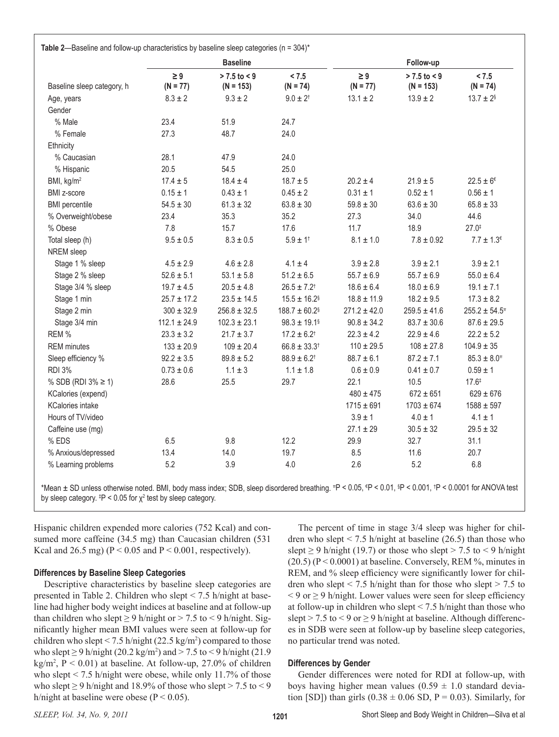**Table 2**—Baseline and follow-up characteristics by baseline sleep categories (n = 304)*

| | Baseline | | | Follow-up | | |
|---|---|---|---|---|---|---|
| Baseline sleep category, h | ≥ 9 (N = 77) | > 7.5 to < 9 (N = 153) | < 7.5 (N = 74) | ≥ 9 (N = 77) | > 7.5 to < 9 (N = 153) | < 7.5 (N = 74) |
| Age, years | 8.3 ± 2 | 9.3 ± 2 | 9.0 ± 2[†] | 13.1 ± 2 | 13.9 ± 2 | 13.7 ± 2[§] |
| Gender | | | | | | |
| % Male | 23.4 | 51.9 | 24.7 | | | |
| % Female | 27.3 | 48.7 | 24.0 | | | |
| Ethnicity | | | | | | |
| % Caucasian | 28.1 | 47.9 | 24.0 | | | |
| % Hispanic | 20.5 | 54.5 | 25.0 | | | |
| BMI, kg/m$^2$ | 17.4 ± 5 | 18.4 ± 4 | 18.7 ± 5 | 20.2 ± 4 | 21.9 ± 5 | 22.5 ± 6[€] |
| BMI z-score | 0.15 ± 1 | 0.43 ± 1 | 0.45 ± 2 | 0.31 ± 1 | 0.52 ± 1 | 0.56 ± 1 |
| BMI percentile | 54.5 ± 30 | 61.3 ± 32 | 63.8 ± 30 | 59.8 ± 30 | 63.6 ± 30 | 65.8 ± 33 |
| % Overweight/obese | 23.4 | 35.3 | 35.2 | 27.3 | 34.0 | 44.6 |
| % Obese | 7.8 | 15.7 | 17.6 | 11.7 | 18.9 | 27.0[‡] |
| Total sleep (h) | 9.5 ± 0.5 | 8.3 ± 0.5 | 5.9 ± 1[†] | 8.1 ± 1.0 | 7.8 ± 0.92 | 7.7 ± 1.3[€] |
| NREM sleep | | | | | | |
| Stage 1 % sleep | 4.5 ± 2.9 | 4.6 ± 2.8 | 4.1 ± 4 | 3.9 ± 2.8 | 3.9 ± 2.1 | 3.9 ± 2.1 |
| Stage 2 % sleep | 52.6 ± 5.1 | 53.1 ± 5.8 | 51.2 ± 6.5 | 55.7 ± 6.9 | 55.7 ± 6.9 | 55.0 ± 6.4 |
| Stage 3/4 % sleep | 19.7 ± 4.5 | 20.5 ± 4.8 | 26.5 ± 7.2[†] | 18.6 ± 6.4 | 18.0 ± 6.9 | 19.1 ± 7.1 |
| Stage 1 min | 25.7 ± 17.2 | 23.5 ± 14.5 | 15.5 ± 16.2[§] | 18.8 ± 11.9 | 18.2 ± 9.5 | 17.3 ± 8.2 |
| Stage 2 min | 300 ± 32.9 | 256.8 ± 32.5 | 188.7 ± 60.2[§] | 271.2 ± 42.0 | 259.5 ± 41.6 | 255.2 ± 54.5[π] |
| Stage 3/4 min | 112.1 ± 24.9 | 102.3 ± 23.1 | 98.3 ± 19.1[§] | 90.8 ± 34.2 | 83.7 ± 30.6 | 87.6 ± 29.5 |
| REM % | 23.3 ± 3.2 | 21.7 ± 3.7 | 17.2 ± 6.2[†] | 22.3 ± 4.2 | 22.9 ± 4.6 | 22.2 ± 5.2 |
| REM minutes | 133 ± 20.9 | 109 ± 20.4 | 66.8 ± 33.3[†] | 110 ± 29.5 | 108 ± 27.8 | 104.9 ± 35 |
| Sleep efficiency % | 92.2 ± 3.5 | 89.8 ± 5.2 | 88.9 ± 6.2[†] | 88.7 ± 6.1 | 87.2 ± 7.1 | 85.3 ± 8.0[π] |
| RDI 3% | 0.73 ± 0.6 | 1.1 ± 3 | 1.1 ± 1.8 | 0.6 ± 0.9 | 0.41 ± 0.7 | 0.59 ± 1 |
| % SDB (RDI 3% ≥ 1) | 28.6 | 25.5 | 29.7 | 22.1 | 10.5 | 17.6[‡] |
| KCalories (expend) | | | | 480 ± 475 | 672 ± 651 | 629 ± 676 |
| KCalories intake | | | | 1715 ± 691 | 1703 ± 674 | 1588 ± 597 |
| Hours of TV/video | | | | 3.9 ± 1 | 4.0 ± 1 | 4.1 ± 1 |
| Caffeine use (mg) | | | | 27.1 ± 29 | 30.5 ± 32 | 29.5 ± 32 |
| % EDS | 6.5 | 9.8 | 12.2 | 29.9 | 32.7 | 31.1 |
| % Anxious/depressed | 13.4 | 14.0 | 19.7 | 8.5 | 11.6 | 20.7 |
| % Learning problems | 5.2 | 3.9 | 4.0 | 2.6 | 5.2 | 6.8 |

*Mean ± SD unless otherwise noted. BMI, body mass index; SDB, sleep disordered breathing. [π]P < 0.05, [€]P < 0.01, [§]P < 0.001, [†]P < 0.0001 for ANOVA test by sleep category. [‡]P < 0.05 for $\chi^2$ test by sleep category.

Hispanic children expended more calories (752 Kcal) and consumed more caffeine (34.5 mg) than Caucasian children (531 Kcal and 26.5 mg) (P < 0.05 and P < 0.001, respectively).

### Differences by Baseline Sleep Categories

Descriptive characteristics by baseline sleep categories are presented in Table 2. Children who slept < 7.5 h/night at baseline had higher body weight indices at baseline and at follow-up than children who slept ≥ 9 h/night or > 7.5 to < 9 h/night. Significantly higher mean BMI values were seen at follow-up for children who slept < 7.5 h/night (22.5 kg/m$^2$) compared to those who slept ≥ 9 h/night (20.2 kg/m$^2$) and > 7.5 to < 9 h/night (21.9 kg/m$^2$, P < 0.01) at baseline. At follow-up, 27.0% of children who slept < 7.5 h/night were obese, while only 11.7% of those who slept ≥ 9 h/night and 18.9% of those who slept > 7.5 to < 9 h/night at baseline were obese (P < 0.05).

The percent of time in stage 3/4 sleep was higher for children who slept < 7.5 h/night at baseline (26.5) than those who slept ≥ 9 h/night (19.7) or those who slept > 7.5 to < 9 h/night (20.5) (P < 0.0001) at baseline. Conversely, REM %, minutes in REM, and % sleep efficiency were significantly lower for children who slept < 7.5 h/night than for those who slept > 7.5 to < 9 or ≥ 9 h/night. Lower values were seen for sleep efficiency at follow-up in children who slept < 7.5 h/night than those who slept > 7.5 to < 9 or ≥ 9 h/night at baseline. Although differences in SDB were seen at follow-up by baseline sleep categories, no particular trend was noted.

### Differences by Gender

Gender differences were noted for RDI at follow-up, with boys having higher mean values (0.59 ± 1.0 standard deviation [SD]) than girls (0.38 ± 0.06 SD, P = 0.03). Similarly, for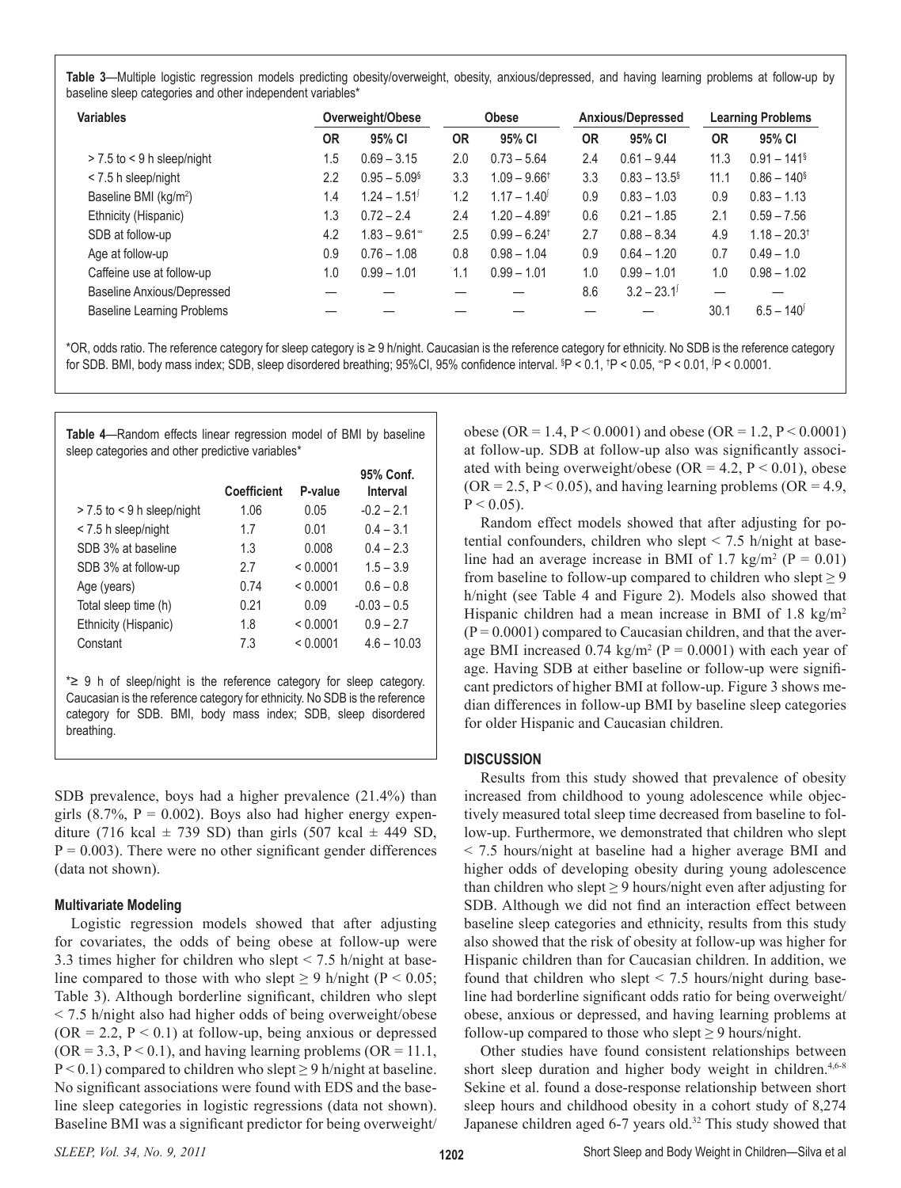**Table 3**—Multiple logistic regression models predicting obesity/overweight, obesity, anxious/depressed, and having learning problems at follow-up by baseline sleep categories and other independent variables*

| Variables | Overweight/Obese | | Obese | | Anxious/Depressed | | Learning Problems | |
|---|---|---|---|---|---|---|---|---|
| | OR | 95% CI | OR | 95% CI | OR | 95% CI | OR | 95% CI |
| > 7.5 to < 9 h sleep/night | 1.5 | 0.69 – 3.15 | 2.0 | 0.73 – 5.64 | 2.4 | 0.61 – 9.44 | 11.3 | 0.91 – 141[§] |
| < 7.5 h sleep/night | 2.2 | 0.95 – 5.09[§] | 3.3 | 1.09 – 9.66[†] | 3.3 | 0.83 – 13.5[§] | 11.1 | 0.86 – 140[§] |
| Baseline BMI (kg/m²) | 1.4 | 1.24 – 1.51[∫] | 1.2 | 1.17 – 1.40[∫] | 0.9 | 0.83 – 1.03 | 0.9 | 0.83 – 1.13 |
| Ethnicity (Hispanic) | 1.3 | 0.72 – 2.4 | 2.4 | 1.20 – 4.89[†] | 0.6 | 0.21 – 1.85 | 2.1 | 0.59 – 7.56 |
| SDB at follow-up | 4.2 | 1.83 – 9.61[∞] | 2.5 | 0.99 – 6.24[†] | 2.7 | 0.88 – 8.34 | 4.9 | 1.18 – 20.3[†] |
| Age at follow-up | 0.9 | 0.76 – 1.08 | 0.8 | 0.98 – 1.04 | 0.9 | 0.64 – 1.20 | 0.7 | 0.49 – 1.0 |
| Caffeine use at follow-up | 1.0 | 0.99 – 1.01 | 1.1 | 0.99 – 1.01 | 1.0 | 0.99 – 1.01 | 1.0 | 0.98 – 1.02 |
| Baseline Anxious/Depressed | — | — | — | — | 8.6 | 3.2 – 23.1[∫] | — | — |
| Baseline Learning Problems | — | — | — | — | — | — | 30.1 | 6.5 – 140[∫] |

*OR, odds ratio. The reference category for sleep category is ≥ 9 h/night. Caucasian is the reference category for ethnicity. No SDB is the reference category for SDB. BMI, body mass index; SDB, sleep disordered breathing; 95%CI, 95% confidence interval. [§]P < 0.1, [†]P < 0.05, [∞]P < 0.01, [∫]P < 0.0001.

**Table 4**—Random effects linear regression model of BMI by baseline sleep categories and other predictive variables*

| | Coefficient | P-value | 95% Conf. Interval |
|---|---|---|---|
| > 7.5 to < 9 h sleep/night | 1.06 | 0.05 | -0.2 – 2.1 |
| < 7.5 h sleep/night | 1.7 | 0.01 | 0.4 – 3.1 |
| SDB 3% at baseline | 1.3 | 0.008 | 0.4 – 2.3 |
| SDB 3% at follow-up | 2.7 | < 0.0001 | 1.5 – 3.9 |
| Age (years) | 0.74 | < 0.0001 | 0.6 – 0.8 |
| Total sleep time (h) | 0.21 | 0.09 | -0.03 – 0.5 |
| Ethnicity (Hispanic) | 1.8 | < 0.0001 | 0.9 – 2.7 |
| Constant | 7.3 | < 0.0001 | 4.6 – 10.03 |

*≥ 9 h of sleep/night is the reference category for sleep category. Caucasian is the reference category for ethnicity. No SDB is the reference category for SDB. BMI, body mass index; SDB, sleep disordered breathing.

SDB prevalence, boys had a higher prevalence (21.4%) than girls (8.7%, P = 0.002). Boys also had higher energy expenditure (716 kcal ± 739 SD) than girls (507 kcal ± 449 SD, P = 0.003). There were no other significant gender differences (data not shown).

### Multivariate Modeling

Logistic regression models showed that after adjusting for covariates, the odds of being obese at follow-up were 3.3 times higher for children who slept < 7.5 h/night at baseline compared to those with who slept ≥ 9 h/night (P < 0.05; Table 3). Although borderline significant, children who slept < 7.5 h/night also had higher odds of being overweight/obese (OR = 2.2, P < 0.1) at follow-up, being anxious or depressed (OR = 3.3, P < 0.1), and having learning problems (OR = 11.1, P < 0.1) compared to children who slept ≥ 9 h/night at baseline. No significant associations were found with EDS and the baseline sleep categories in logistic regressions (data not shown). Baseline BMI was a significant predictor for being overweight/obese (OR = 1.4, P < 0.0001) and obese (OR = 1.2, P < 0.0001) at follow-up. SDB at follow-up also was significantly associated with being overweight/obese (OR = 4.2, P < 0.01), obese (OR = 2.5, P < 0.05), and having learning problems (OR = 4.9, P < 0.05).

Random effect models showed that after adjusting for potential confounders, children who slept < 7.5 h/night at baseline had an average increase in BMI of 1.7 kg/m² (P = 0.01) from baseline to follow-up compared to children who slept ≥ 9 h/night (see Table 4 and Figure 2). Models also showed that Hispanic children had a mean increase in BMI of 1.8 kg/m² (P = 0.0001) compared to Caucasian children, and that the average BMI increased 0.74 kg/m² (P = 0.0001) with each year of age. Having SDB at either baseline or follow-up were significant predictors of higher BMI at follow-up. Figure 3 shows median differences in follow-up BMI by baseline sleep categories for older Hispanic and Caucasian children.

## DISCUSSION

Results from this study showed that prevalence of obesity increased from childhood to young adolescence while objectively measured total sleep time decreased from baseline to follow-up. Furthermore, we demonstrated that children who slept < 7.5 hours/night at baseline had a higher average BMI and higher odds of developing obesity during young adolescence than children who slept ≥ 9 hours/night even after adjusting for SDB. Although we did not find an interaction effect between baseline sleep categories and ethnicity, results from this study also showed that the risk of obesity at follow-up was higher for Hispanic children than for Caucasian children. In addition, we found that children who slept < 7.5 hours/night during baseline had borderline significant odds ratio for being overweight/obese, anxious or depressed, and having learning problems at follow-up compared to those who slept ≥ 9 hours/night.

Other studies have found consistent relationships between short sleep duration and higher body weight in children.[4,6-8] Sekine et al. found a dose-response relationship between short sleep hours and childhood obesity in a cohort study of 8,274 Japanese children aged 6-7 years old.[32] This study showed that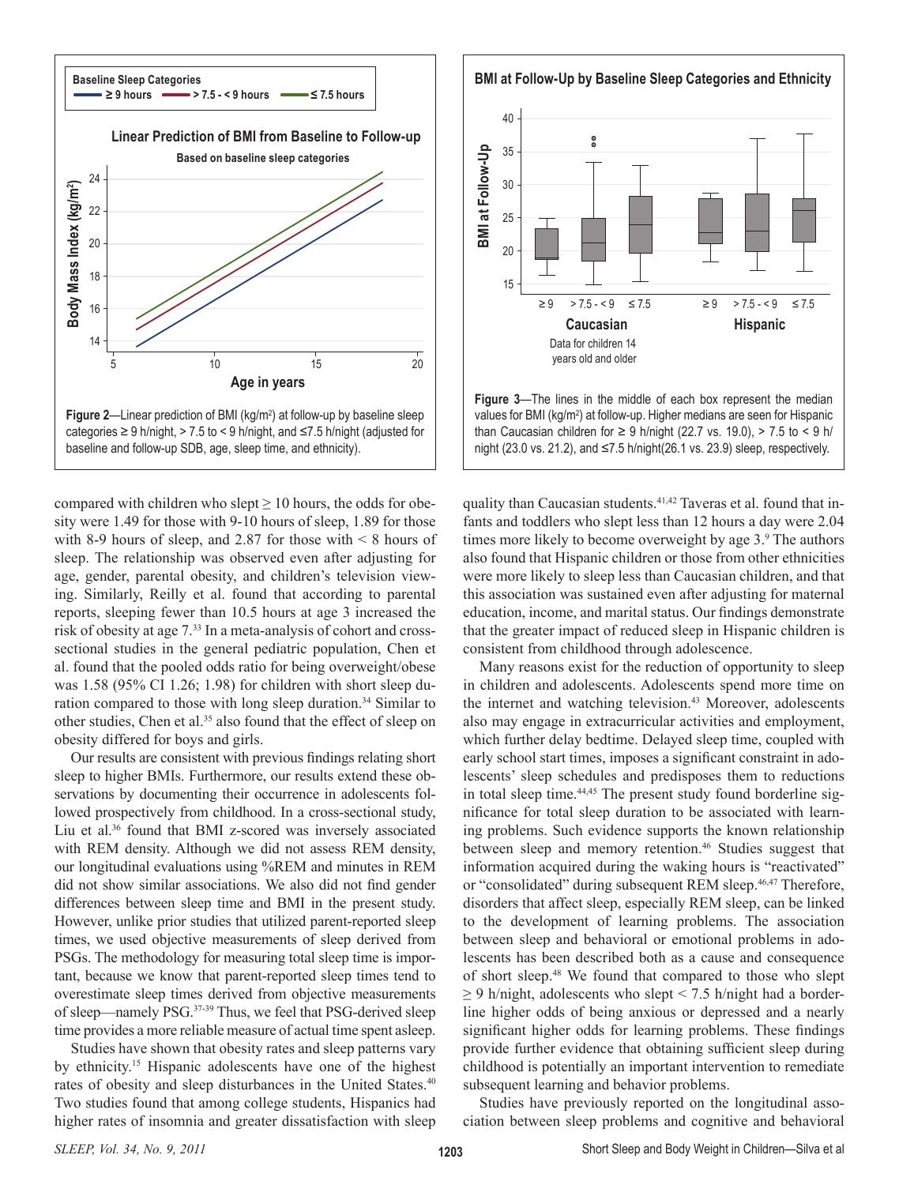Figure 2—Linear prediction of BMI (kg/m²) at follow-up by baseline sleep categories ≥ 9 h/night, > 7.5 to < 9 h/night, and ≤7.5 h/night (adjusted for baseline and follow-up SDB, age, sleep time, and ethnicity).

Figure 3—The lines in the middle of each box represent the median values for BMI (kg/m²) at follow-up. Higher medians are seen for Hispanic than Caucasian children for ≥ 9 h/night (22.7 vs. 19.0), > 7.5 to < 9 h/night (23.0 vs. 21.2), and ≤7.5 h/night(26.1 vs. 23.9) sleep, respectively.

compared with children who slept ≥ 10 hours, the odds for obesity were 1.49 for those with 9-10 hours of sleep, 1.89 for those with 8-9 hours of sleep, and 2.87 for those with < 8 hours of sleep. The relationship was observed even after adjusting for age, gender, parental obesity, and children's television viewing. Similarly, Reilly et al. found that according to parental reports, sleeping fewer than 10.5 hours at age 3 increased the risk of obesity at age 7.[33] In a meta-analysis of cohort and cross-sectional studies in the general pediatric population, Chen et al. found that the pooled odds ratio for being overweight/obese was 1.58 (95% CI 1.26; 1.98) for children with short sleep duration compared to those with long sleep duration.[34] Similar to other studies, Chen et al.[35] also found that the effect of sleep on obesity differed for boys and girls.

Our results are consistent with previous findings relating short sleep to higher BMIs. Furthermore, our results extend these observations by documenting their occurrence in adolescents followed prospectively from childhood. In a cross-sectional study, Liu et al.[36] found that BMI z-scored was inversely associated with REM density. Although we did not assess REM density, our longitudinal evaluations using %REM and minutes in REM did not show similar associations. We also did not find gender differences between sleep time and BMI in the present study. However, unlike prior studies that utilized parent-reported sleep times, we used objective measurements of sleep derived from PSGs. The methodology for measuring total sleep time is important, because we know that parent-reported sleep times tend to overestimate sleep times derived from objective measurements of sleep—namely PSG.[37-39] Thus, we feel that PSG-derived sleep time provides a more reliable measure of actual time spent asleep.

Studies have shown that obesity rates and sleep patterns vary by ethnicity.[15] Hispanic adolescents have one of the highest rates of obesity and sleep disturbances in the United States.[40] Two studies found that among college students, Hispanics had higher rates of insomnia and greater dissatisfaction with sleep quality than Caucasian students.[41,42] Taveras et al. found that infants and toddlers who slept less than 12 hours a day were 2.04 times more likely to become overweight by age 3.[9] The authors also found that Hispanic children or those from other ethnicities were more likely to sleep less than Caucasian children, and that this association was sustained even after adjusting for maternal education, income, and marital status. Our findings demonstrate that the greater impact of reduced sleep in Hispanic children is consistent from childhood through adolescence.

Many reasons exist for the reduction of opportunity to sleep in children and adolescents. Adolescents spend more time on the internet and watching television.[43] Moreover, adolescents also may engage in extracurricular activities and employment, which further delay bedtime. Delayed sleep time, coupled with early school start times, imposes a significant constraint in adolescents' sleep schedules and predisposes them to reductions in total sleep time.[44,45] The present study found borderline significance for total sleep duration to be associated with learning problems. Such evidence supports the known relationship between sleep and memory retention.[46] Studies suggest that information acquired during the waking hours is "reactivated" or "consolidated" during subsequent REM sleep.[46,47] Therefore, disorders that affect sleep, especially REM sleep, can be linked to the development of learning problems. The association between sleep and behavioral or emotional problems in adolescents has been described both as a cause and consequence of short sleep.[48] We found that compared to those who slept ≥ 9 h/night, adolescents who slept < 7.5 h/night had a borderline higher odds of being anxious or depressed and a nearly significant higher odds for learning problems. These findings provide further evidence that obtaining sufficient sleep during childhood is potentially an important intervention to remediate subsequent learning and behavior problems.

Studies have previously reported on the longitudinal association between sleep problems and cognitive and behavioral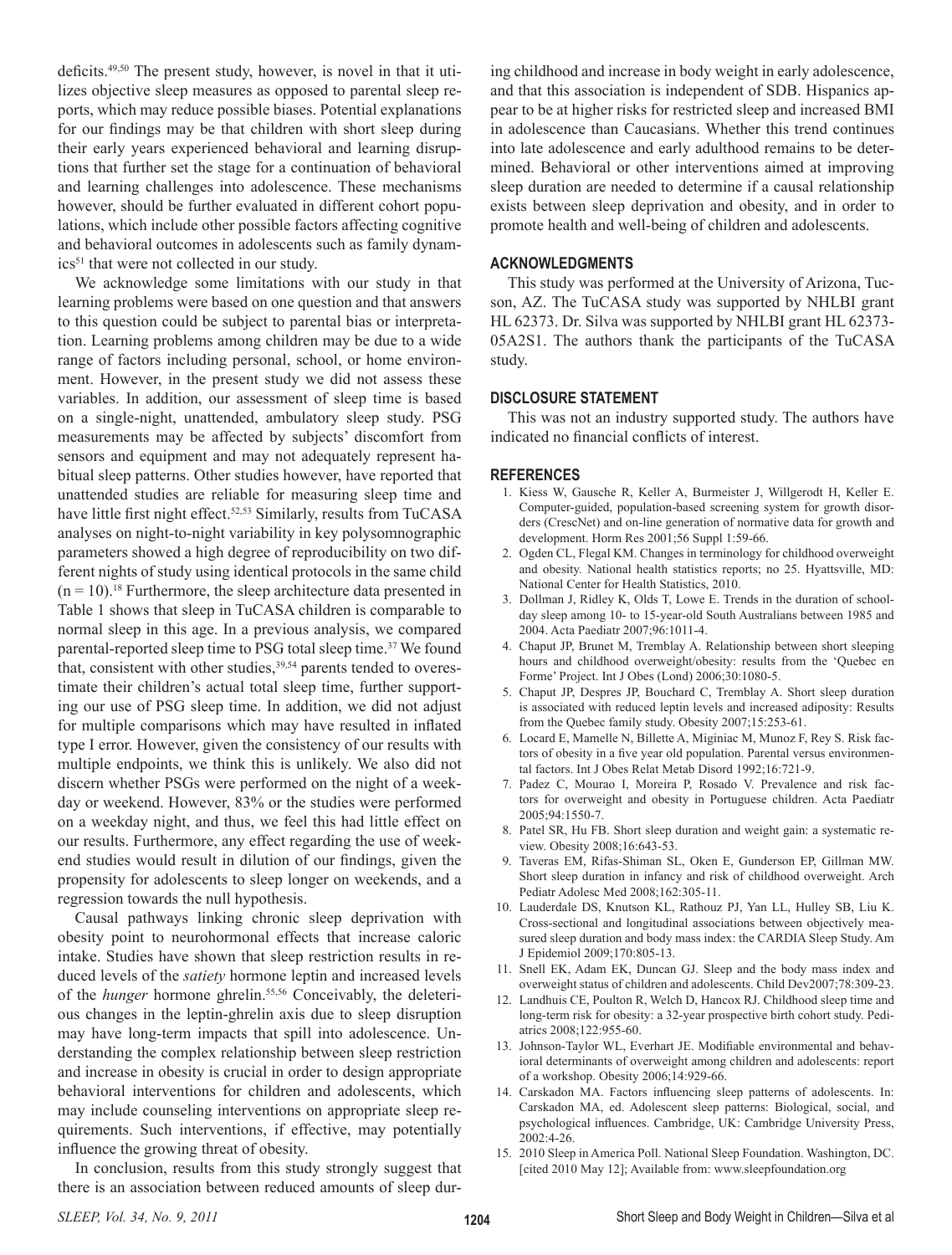deficits.[49,50] The present study, however, is novel in that it utilizes objective sleep measures as opposed to parental sleep reports, which may reduce possible biases. Potential explanations for our findings may be that children with short sleep during their early years experienced behavioral and learning disruptions that further set the stage for a continuation of behavioral and learning challenges into adolescence. These mechanisms however, should be further evaluated in different cohort populations, which include other possible factors affecting cognitive and behavioral outcomes in adolescents such as family dynamics[51] that were not collected in our study.

We acknowledge some limitations with our study in that learning problems were based on one question and that answers to this question could be subject to parental bias or interpretation. Learning problems among children may be due to a wide range of factors including personal, school, or home environment. However, in the present study we did not assess these variables. In addition, our assessment of sleep time is based on a single-night, unattended, ambulatory sleep study. PSG measurements may be affected by subjects' discomfort from sensors and equipment and may not adequately represent habitual sleep patterns. Other studies however, have reported that unattended studies are reliable for measuring sleep time and have little first night effect.[52,53] Similarly, results from TuCASA analyses on night-to-night variability in key polysomnographic parameters showed a high degree of reproducibility on two different nights of study using identical protocols in the same child ($n = 10$).[18] Furthermore, the sleep architecture data presented in Table 1 shows that sleep in TuCASA children is comparable to normal sleep in this age. In a previous analysis, we compared parental-reported sleep time to PSG total sleep time.[37] We found that, consistent with other studies,[39,54] parents tended to overestimate their children's actual total sleep time, further supporting our use of PSG sleep time. In addition, we did not adjust for multiple comparisons which may have resulted in inflated type I error. However, given the consistency of our results with multiple endpoints, we think this is unlikely. We also did not discern whether PSGs were performed on the night of a weekday or weekend. However, 83% or the studies were performed on a weekday night, and thus, we feel this had little effect on our results. Furthermore, any effect regarding the use of weekend studies would result in dilution of our findings, given the propensity for adolescents to sleep longer on weekends, and a regression towards the null hypothesis.

Causal pathways linking chronic sleep deprivation with obesity point to neurohormonal effects that increase caloric intake. Studies have shown that sleep restriction results in reduced levels of the *satiety* hormone leptin and increased levels of the *hunger* hormone ghrelin.[55,56] Conceivably, the deleterious changes in the leptin-ghrelin axis due to sleep disruption may have long-term impacts that spill into adolescence. Understanding the complex relationship between sleep restriction and increase in obesity is crucial in order to design appropriate behavioral interventions for children and adolescents, which may include counseling interventions on appropriate sleep requirements. Such interventions, if effective, may potentially influence the growing threat of obesity.

In conclusion, results from this study strongly suggest that there is an association between reduced amounts of sleep during childhood and increase in body weight in early adolescence, and that this association is independent of SDB. Hispanics appear to be at higher risks for restricted sleep and increased BMI in adolescence than Caucasians. Whether this trend continues into late adolescence and early adulthood remains to be determined. Behavioral or other interventions aimed at improving sleep duration are needed to determine if a causal relationship exists between sleep deprivation and obesity, and in order to promote health and well-being of children and adolescents.

## ACKNOWLEDGMENTS

This study was performed at the University of Arizona, Tucson, AZ. The TuCASA study was supported by NHLBI grant HL 62373. Dr. Silva was supported by NHLBI grant HL 62373-05A2S1. The authors thank the participants of the TuCASA study.

## DISCLOSURE STATEMENT

This was not an industry supported study. The authors have indicated no financial conflicts of interest.

## REFERENCES

1. Kiess W, Gausche R, Keller A, Burmeister J, Willgerodt H, Keller E. Computer-guided, population-based screening system for growth disorders (CrescNet) and on-line generation of normative data for growth and development. Horm Res 2001;56 Suppl 1:59-66.
2. Ogden CL, Flegal KM. Changes in terminology for childhood overweight and obesity. National health statistics reports; no 25. Hyattsville, MD: National Center for Health Statistics, 2010.
3. Dollman J, Ridley K, Olds T, Lowe E. Trends in the duration of schoolday sleep among 10- to 15-year-old South Australians between 1985 and 2004. Acta Paediatr 2007;96:1011-4.
4. Chaput JP, Brunet M, Tremblay A. Relationship between short sleeping hours and childhood overweight/obesity: results from the 'Quebec en Forme' Project. Int J Obes (Lond) 2006;30:1080-5.
5. Chaput JP, Despres JP, Bouchard C, Tremblay A. Short sleep duration is associated with reduced leptin levels and increased adiposity: Results from the Quebec family study. Obesity 2007;15:253-61.
6. Locard E, Mamelle N, Billette A, Miginiac M, Munoz F, Rey S. Risk factors of obesity in a five year old population. Parental versus environmental factors. Int J Obes Relat Metab Disord 1992;16:721-9.
7. Padez C, Mourao I, Moreira P, Rosado V. Prevalence and risk factors for overweight and obesity in Portuguese children. Acta Paediatr 2005;94:1550-7.
8. Patel SR, Hu FB. Short sleep duration and weight gain: a systematic review. Obesity 2008;16:643-53.
9. Taveras EM, Rifas-Shiman SL, Oken E, Gunderson EP, Gillman MW. Short sleep duration in infancy and risk of childhood overweight. Arch Pediatr Adolesc Med 2008;162:305-11.
10. Lauderdale DS, Knutson KL, Rathouz PJ, Yan LL, Hulley SB, Liu K. Cross-sectional and longitudinal associations between objectively measured sleep duration and body mass index: the CARDIA Sleep Study. Am J Epidemiol 2009;170:805-13.
11. Snell EK, Adam EK, Duncan GJ. Sleep and the body mass index and overweight status of children and adolescents. Child Dev2007;78:309-23.
12. Landhuis CE, Poulton R, Welch D, Hancox RJ. Childhood sleep time and long-term risk for obesity: a 32-year prospective birth cohort study. Pediatrics 2008;122:955-60.
13. Johnson-Taylor WL, Everhart JE. Modifiable environmental and behavioral determinants of overweight among children and adolescents: report of a workshop. Obesity 2006;14:929-66.
14. Carskadon MA. Factors influencing sleep patterns of adolescents. In: Carskadon MA, ed. Adolescent sleep patterns: Biological, social, and psychological influences. Cambridge, UK: Cambridge University Press, 2002:4-26.
15. 2010 Sleep in America Poll. National Sleep Foundation. Washington, DC. [cited 2010 May 12]; Available from: www.sleepfoundation.org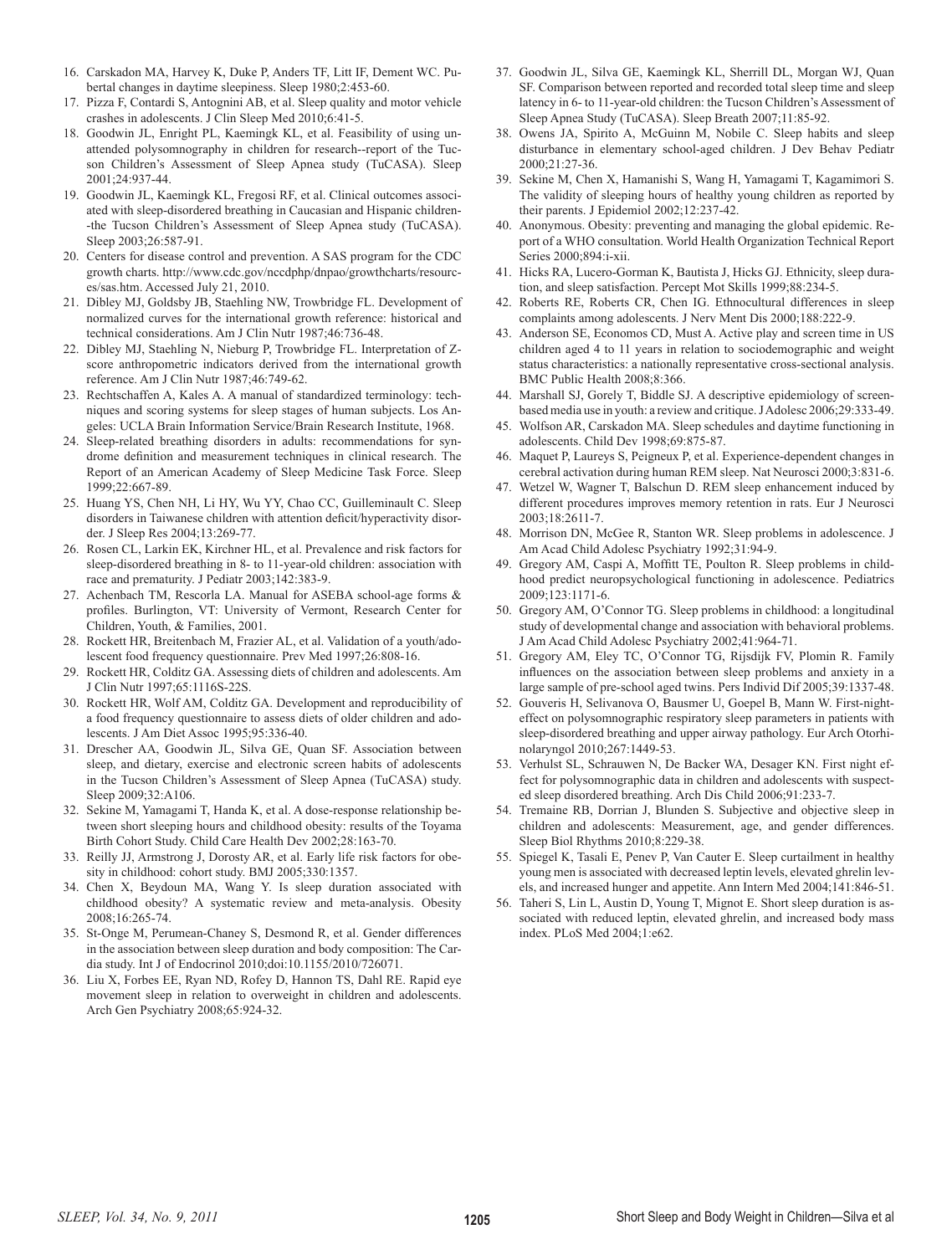16. Carskadon MA, Harvey K, Duke P, Anders TF, Litt IF, Dement WC. Pubertal changes in daytime sleepiness. Sleep 1980;2:453-60.
17. Pizza F, Contardi S, Antognini AB, et al. Sleep quality and motor vehicle crashes in adolescents. J Clin Sleep Med 2010;6:41-5.
18. Goodwin JL, Enright PL, Kaemingk KL, et al. Feasibility of using unattended polysomnography in children for research--report of the Tucson Children's Assessment of Sleep Apnea study (TuCASA). Sleep 2001;24:937-44.
19. Goodwin JL, Kaemingk KL, Fregosi RF, et al. Clinical outcomes associated with sleep-disordered breathing in Caucasian and Hispanic children--the Tucson Children's Assessment of Sleep Apnea study (TuCASA). Sleep 2003;26:587-91.
20. Centers for disease control and prevention. A SAS program for the CDC growth charts. http://www.cdc.gov/nccdphp/dnpao/growthcharts/resources/sas.htm. Accessed July 21, 2010.
21. Dibley MJ, Goldsby JB, Staehling NW, Trowbridge FL. Development of normalized curves for the international growth reference: historical and technical considerations. Am J Clin Nutr 1987;46:736-48.
22. Dibley MJ, Staehling N, Nieburg P, Trowbridge FL. Interpretation of Z-score anthropometric indicators derived from the international growth reference. Am J Clin Nutr 1987;46:749-62.
23. Rechtschaffen A, Kales A. A manual of standardized terminology: techniques and scoring systems for sleep stages of human subjects. Los Angeles: UCLA Brain Information Service/Brain Research Institute, 1968.
24. Sleep-related breathing disorders in adults: recommendations for syndrome definition and measurement techniques in clinical research. The Report of an American Academy of Sleep Medicine Task Force. Sleep 1999;22:667-89.
25. Huang YS, Chen NH, Li HY, Wu YY, Chao CC, Guilleminault C. Sleep disorders in Taiwanese children with attention deficit/hyperactivity disorder. J Sleep Res 2004;13:269-77.
26. Rosen CL, Larkin EK, Kirchner HL, et al. Prevalence and risk factors for sleep-disordered breathing in 8- to 11-year-old children: association with race and prematurity. J Pediatr 2003;142:383-9.
27. Achenbach TM, Rescorla LA. Manual for ASEBA school-age forms & profiles. Burlington, VT: University of Vermont, Research Center for Children, Youth, & Families, 2001.
28. Rockett HR, Breitenbach M, Frazier AL, et al. Validation of a youth/adolescent food frequency questionnaire. Prev Med 1997;26:808-16.
29. Rockett HR, Colditz GA. Assessing diets of children and adolescents. Am J Clin Nutr 1997;65:1116S-22S.
30. Rockett HR, Wolf AM, Colditz GA. Development and reproducibility of a food frequency questionnaire to assess diets of older children and adolescents. J Am Diet Assoc 1995;95:336-40.
31. Drescher AA, Goodwin JL, Silva GE, Quan SF. Association between sleep, and dietary, exercise and electronic screen habits of adolescents in the Tucson Children's Assessment of Sleep Apnea (TuCASA) study. Sleep 2009;32:A106.
32. Sekine M, Yamagami T, Handa K, et al. A dose-response relationship between short sleeping hours and childhood obesity: results of the Toyama Birth Cohort Study. Child Care Health Dev 2002;28:163-70.
33. Reilly JJ, Armstrong J, Dorosty AR, et al. Early life risk factors for obesity in childhood: cohort study. BMJ 2005;330:1357.
34. Chen X, Beydoun MA, Wang Y. Is sleep duration associated with childhood obesity? A systematic review and meta-analysis. Obesity 2008;16:265-74.
35. St-Onge M, Perumean-Chaney S, Desmond R, et al. Gender differences in the association between sleep duration and body composition: The Cardia study. Int J of Endocrinol 2010;doi:10.1155/2010/726071.
36. Liu X, Forbes EE, Ryan ND, Rofey D, Hannon TS, Dahl RE. Rapid eye movement sleep in relation to overweight in children and adolescents. Arch Gen Psychiatry 2008;65:924-32.
37. Goodwin JL, Silva GE, Kaemingk KL, Sherrill DL, Morgan WJ, Quan SF. Comparison between reported and recorded total sleep time and sleep latency in 6- to 11-year-old children: the Tucson Children's Assessment of Sleep Apnea Study (TuCASA). Sleep Breath 2007;11:85-92.
38. Owens JA, Spirito A, McGuinn M, Nobile C. Sleep habits and sleep disturbance in elementary school-aged children. J Dev Behav Pediatr 2000;21:27-36.
39. Sekine M, Chen X, Hamanishi S, Wang H, Yamagami T, Kagamimori S. The validity of sleeping hours of healthy young children as reported by their parents. J Epidemiol 2002;12:237-42.
40. Anonymous. Obesity: preventing and managing the global epidemic. Report of a WHO consultation. World Health Organization Technical Report Series 2000;894:i-xii.
41. Hicks RA, Lucero-Gorman K, Bautista J, Hicks GJ. Ethnicity, sleep duration, and sleep satisfaction. Percept Mot Skills 1999;88:234-5.
42. Roberts RE, Roberts CR, Chen IG. Ethnocultural differences in sleep complaints among adolescents. J Nerv Ment Dis 2000;188:222-9.
43. Anderson SE, Economos CD, Must A. Active play and screen time in US children aged 4 to 11 years in relation to sociodemographic and weight status characteristics: a nationally representative cross-sectional analysis. BMC Public Health 2008;8:366.
44. Marshall SJ, Gorely T, Biddle SJ. A descriptive epidemiology of screen-based media use in youth: a review and critique. J Adolesc 2006;29:333-49.
45. Wolfson AR, Carskadon MA. Sleep schedules and daytime functioning in adolescents. Child Dev 1998;69:875-87.
46. Maquet P, Laureys S, Peigneux P, et al. Experience-dependent changes in cerebral activation during human REM sleep. Nat Neurosci 2000;3:831-6.
47. Wetzel W, Wagner T, Balschun D. REM sleep enhancement induced by different procedures improves memory retention in rats. Eur J Neurosci 2003;18:2611-7.
48. Morrison DN, McGee R, Stanton WR. Sleep problems in adolescence. J Am Acad Child Adolesc Psychiatry 1992;31:94-9.
49. Gregory AM, Caspi A, Moffitt TE, Poulton R. Sleep problems in childhood predict neuropsychological functioning in adolescence. Pediatrics 2009;123:1171-6.
50. Gregory AM, O'Connor TG. Sleep problems in childhood: a longitudinal study of developmental change and association with behavioral problems. J Am Acad Child Adolesc Psychiatry 2002;41:964-71.
51. Gregory AM, Eley TC, O'Connor TG, Rijsdijk FV, Plomin R. Family influences on the association between sleep problems and anxiety in a large sample of pre-school aged twins. Pers Individ Dif 2005;39:1337-48.
52. Gouveris H, Selivanova O, Bausmer U, Goepel B, Mann W. First-night-effect on polysomnographic respiratory sleep parameters in patients with sleep-disordered breathing and upper airway pathology. Eur Arch Otorhinolaryngol 2010;267:1449-53.
53. Verhulst SL, Schrauwen N, De Backer WA, Desager KN. First night effect for polysomnographic data in children and adolescents with suspected sleep disordered breathing. Arch Dis Child 2006;91:233-7.
54. Tremaine RB, Dorrian J, Blunden S. Subjective and objective sleep in children and adolescents: Measurement, age, and gender differences. Sleep Biol Rhythms 2010;8:229-38.
55. Spiegel K, Tasali E, Penev P, Van Cauter E. Sleep curtailment in healthy young men is associated with decreased leptin levels, elevated ghrelin levels, and increased hunger and appetite. Ann Intern Med 2004;141:846-51.
56. Taheri S, Lin L, Austin D, Young T, Mignot E. Short sleep duration is associated with reduced leptin, elevated ghrelin, and increased body mass index. PLoS Med 2004;1:e62.